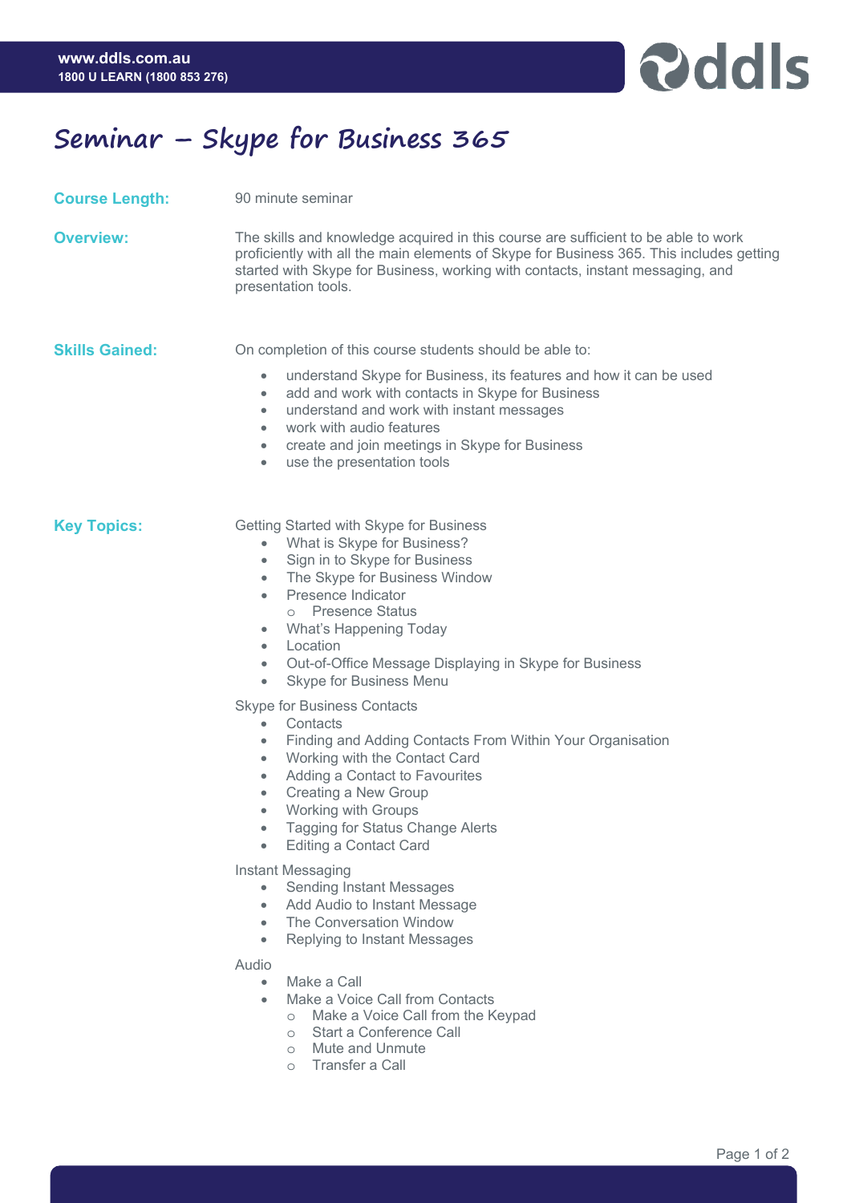# Seminar – Skype for Business 365

**Course Length:**

90 minute seminar

**Overview:**

The skills and knowledge acquired in this course are sufficient to be able to work proficiently with all the main elements of Skype for Business 365. This includes getting started with Skype for Business, working with contacts, instant messaging, and presentation tools.

**Skills Gained:**

On completion of this course students should be able to:

- understand Skype for Business, its features and how it can be used
- add and work with contacts in Skype for Business
- understand and work with instant messages
- work with audio features
- create and join meetings in Skype for Business
- use the presentation tools

**Key Topics:**

Getting Started with Skype for Business

- What is Skype for Business?
- Sign in to Skype for Business
- The Skype for Business Window
- Presence Indicator
  - Presence Status
- What's Happening Today
- Location
- Out-of-Office Message Displaying in Skype for Business
- Skype for Business Menu

Skype for Business Contacts

- Contacts
- Finding and Adding Contacts From Within Your Organisation
- Working with the Contact Card
- Adding a Contact to Favourites
- Creating a New Group
- Working with Groups
- Tagging for Status Change Alerts
- Editing a Contact Card

Instant Messaging

- Sending Instant Messages
- Add Audio to Instant Message
- The Conversation Window
- Replying to Instant Messages

Audio

- Make a Call
- Make a Voice Call from Contacts
  - Make a Voice Call from the Keypad
  - Start a Conference Call
  - Mute and Unmute
  - Transfer a Call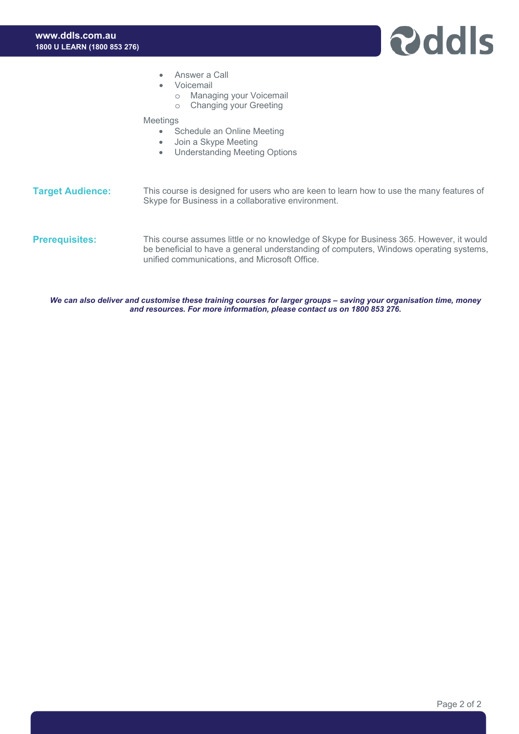- Answer a Call
- Voicemail
  - Managing your Voicemail
  - Changing your Greeting

Meetings

- Schedule an Online Meeting
- Join a Skype Meeting
- Understanding Meeting Options

**Target Audience:**

This course is designed for users who are keen to learn how to use the many features of Skype for Business in a collaborative environment.

**Prerequisites:**

This course assumes little or no knowledge of Skype for Business 365. However, it would be beneficial to have a general understanding of computers, Windows operating systems, unified communications, and Microsoft Office.

***We can also deliver and customise these training courses for larger groups – saving your organisation time, money and resources. For more information, please contact us on 1800 853 276.***